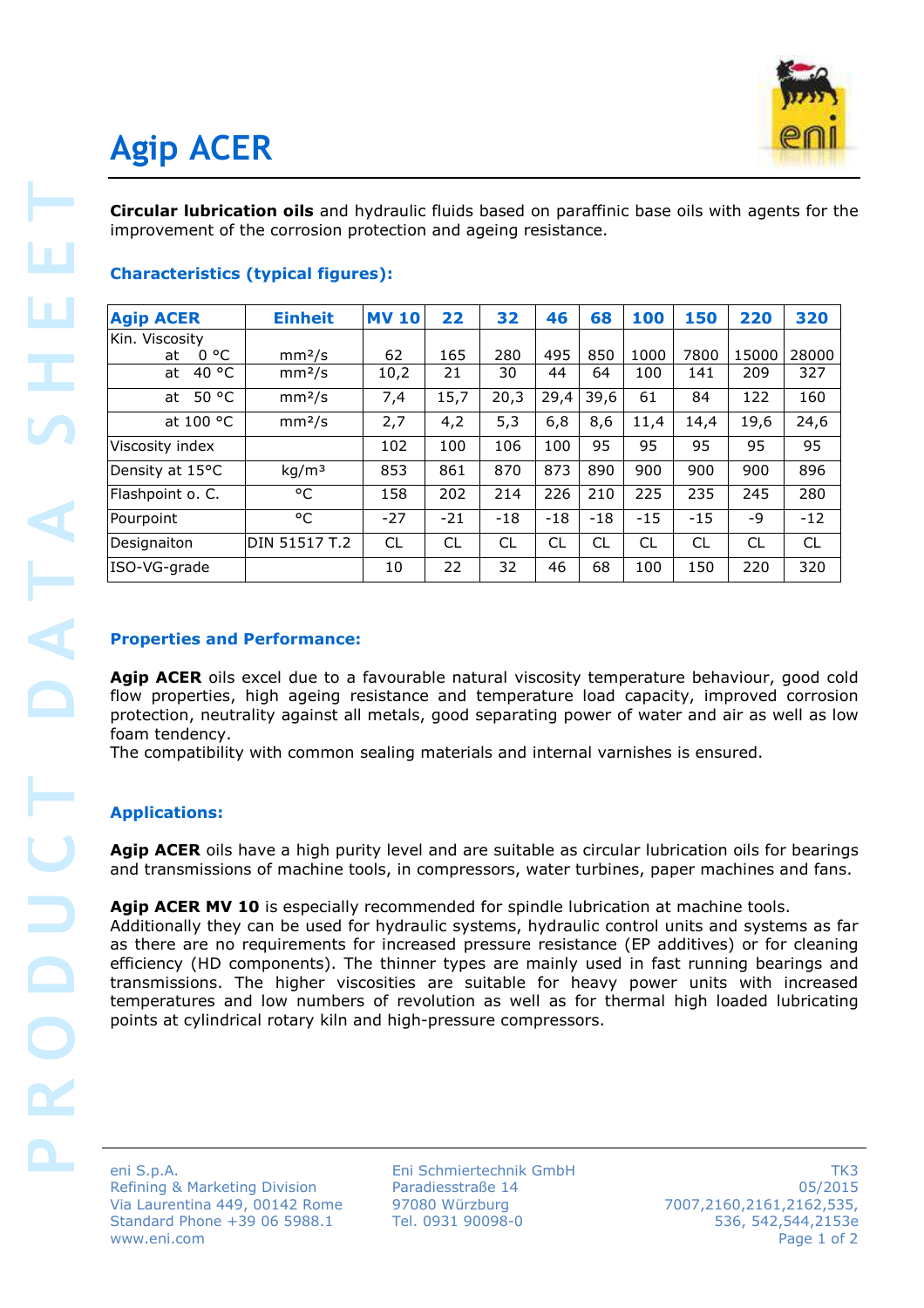# Agip ACER

**Circular lubrication oils** and hydraulic fluids based on paraffinic base oils with agents for the improvement of the corrosion protection and ageing resistance.

### Characteristics (typical figures):

| Agip ACER | Einheit | MV 10 | 22 | 32 | 46 | 68 | 100 | 150 | 220 | 320 |
|---|---|---|---|---|---|---|---|---|---|---|
| Kin. Viscosity at 0 °C | mm²/s | 62 | 165 | 280 | 495 | 850 | 1000 | 7800 | 15000 | 28000 |
| at 40 °C | mm²/s | 10,2 | 21 | 30 | 44 | 64 | 100 | 141 | 209 | 327 |
| at 50 °C | mm²/s | 7,4 | 15,7 | 20,3 | 29,4 | 39,6 | 61 | 84 | 122 | 160 |
| at 100 °C | mm²/s | 2,7 | 4,2 | 5,3 | 6,8 | 8,6 | 11,4 | 14,4 | 19,6 | 24,6 |
| Viscosity index | | 102 | 100 | 106 | 100 | 95 | 95 | 95 | 95 | 95 |
| Density at 15°C | kg/m³ | 853 | 861 | 870 | 873 | 890 | 900 | 900 | 900 | 896 |
| Flashpoint o. C. | °C | 158 | 202 | 214 | 226 | 210 | 225 | 235 | 245 | 280 |
| Pourpoint | °C | -27 | -21 | -18 | -18 | -18 | -15 | -15 | -9 | -12 |
| Designaiton | DIN 51517 T.2 | CL | CL | CL | CL | CL | CL | CL | CL | CL |
| ISO-VG-grade | | 10 | 22 | 32 | 46 | 68 | 100 | 150 | 220 | 320 |

### Properties and Performance:

**Agip ACER** oils excel due to a favourable natural viscosity temperature behaviour, good cold flow properties, high ageing resistance and temperature load capacity, improved corrosion protection, neutrality against all metals, good separating power of water and air as well as low foam tendency.
The compatibility with common sealing materials and internal varnishes is ensured.

### Applications:

**Agip ACER** oils have a high purity level and are suitable as circular lubrication oils for bearings and transmissions of machine tools, in compressors, water turbines, paper machines and fans.

**Agip ACER MV 10** is especially recommended for spindle lubrication at machine tools.
Additionally they can be used for hydraulic systems, hydraulic control units and systems as far as there are no requirements for increased pressure resistance (EP additives) or for cleaning efficiency (HD components). The thinner types are mainly used in fast running bearings and transmissions. The higher viscosities are suitable for heavy power units with increased temperatures and low numbers of revolution as well as for thermal high loaded lubricating points at cylindrical rotary kiln and high-pressure compressors.

eni S.p.A.
Refining & Marketing Division
Via Laurentina 449, 00142 Rome
Standard Phone +39 06 5988.1
www.eni.com

Eni Schmiertechnik GmbH
Paradiesstraße 14
97080 Würzburg
Tel. 0931 90098-0

TK3
05/2015
7007,2160,2161,2162,535,
536, 542,544,2153e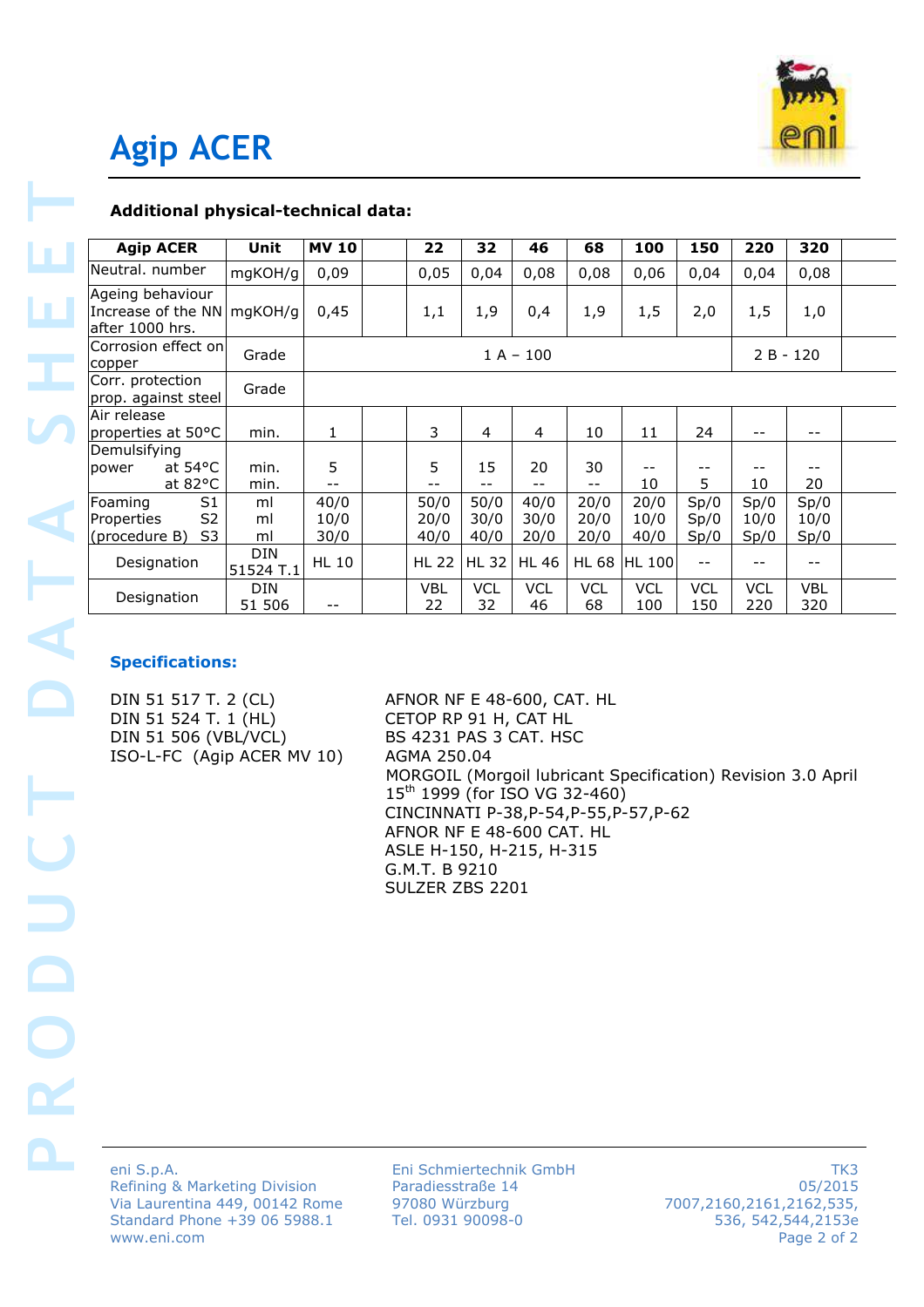# Agip ACER

### Additional physical-technical data:

| Agip ACER | Unit | MV 10 | | 22 | 32 | 46 | 68 | 100 | 150 | 220 | 320 | |
|---|---|---|---|---|---|---|---|---|---|---|---|---|
| Neutral. number | mgKOH/g | 0,09 | | 0,05 | 0,04 | 0,08 | 0,08 | 0,06 | 0,04 | 0,04 | 0,08 | |
| Ageing behaviour Increase of the NN after 1000 hrs. | mgKOH/g | 0,45 | | 1,1 | 1,9 | 0,4 | 1,9 | 1,5 | 2,0 | 1,5 | 1,0 | |
| Corrosion effect on copper | Grade | 1 A – 100 | | | | | | | | 2 B - 120 | | |
| Corr. protection prop. against steel | Grade | | | | | | | | | | | |
| Air release properties at 50°C | min. | 1 | | 3 | 4 | 4 | 10 | 11 | 24 | -- | -- | |
| Demulsifying power at 54°C / at 82°C | min. / min. | 5 / -- | | 5 / -- | 15 / -- | 20 / -- | 30 / -- | -- / 10 | -- / 5 | -- / 10 | -- / 20 | |
| Foaming Properties (procedure B) S1 / S2 / S3 | ml / ml / ml | 40/0 / 10/0 / 30/0 | | 50/0 / 20/0 / 40/0 | 50/0 / 30/0 / 40/0 | 40/0 / 30/0 / 20/0 | 20/0 / 20/0 / 20/0 | 20/0 / 10/0 / 40/0 | Sp/0 / Sp/0 / Sp/0 | Sp/0 / 10/0 / Sp/0 | Sp/0 / 10/0 / Sp/0 | |
| Designation | DIN 51524 T.1 | HL 10 | | HL 22 | HL 32 | HL 46 | HL 68 | HL 100 | -- | -- | -- | |
| Designation | DIN 51 506 | -- | | VBL 22 | VCL 32 | VCL 46 | VCL 68 | VCL 100 | VCL 150 | VCL 220 | VBL 320 | |

### Specifications:

DIN 51 517 T. 2 (CL)
DIN 51 524 T. 1 (HL)
DIN 51 506 (VBL/VCL)
ISO-L-FC (Agip ACER MV 10)

AFNOR NF E 48-600, CAT. HL
CETOP RP 91 H, CAT HL
BS 4231 PAS 3 CAT. HSC
AGMA 250.04
MORGOIL (Morgoil lubricant Specification) Revision 3.0 April 15th 1999 (for ISO VG 32-460)
CINCINNATI P-38,P-54,P-55,P-57,P-62
AFNOR NF E 48-600 CAT. HL
ASLE H-150, H-215, H-315
G.M.T. B 9210
SULZER ZBS 2201

eni S.p.A.
Refining & Marketing Division
Via Laurentina 449, 00142 Rome
Standard Phone +39 06 5988.1
www.eni.com

Eni Schmiertechnik GmbH
Paradiesstraße 14
97080 Würzburg
Tel. 0931 90098-0

TK3
05/2015
7007,2160,2161,2162,535,
536, 542,544,2153e